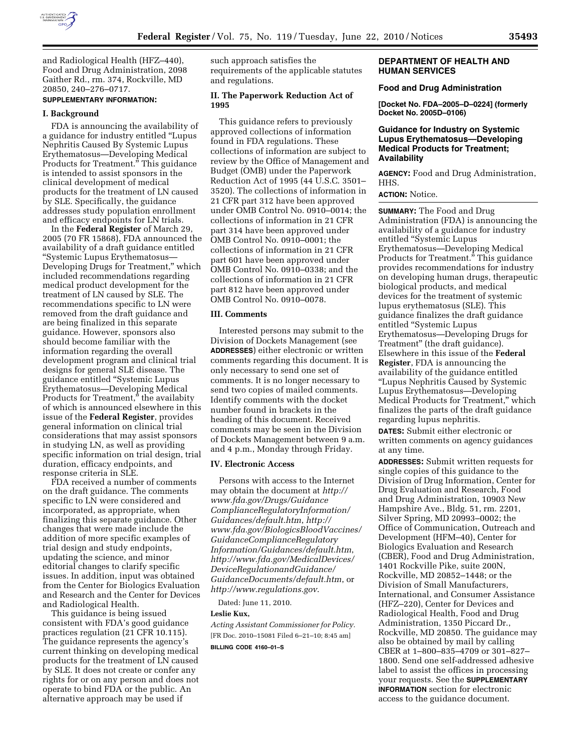and Radiological Health (HFZ–440), Food and Drug Administration, 2098 Gaither Rd., rm. 374, Rockville, MD 20850, 240–276–0717.

**SUPPLEMENTARY INFORMATION:**

## I. Background

FDA is announcing the availability of a guidance for industry entitled "Lupus Nephritis Caused By Systemic Lupus Erythematosus—Developing Medical Products for Treatment." This guidance is intended to assist sponsors in the clinical development of medical products for the treatment of LN caused by SLE. Specifically, the guidance addresses study population enrollment and efficacy endpoints for LN trials.

In the **Federal Register** of March 29, 2005 (70 FR 15868), FDA announced the availability of a draft guidance entitled "Systemic Lupus Erythematosus—Developing Drugs for Treatment," which included recommendations regarding medical product development for the treatment of LN caused by SLE. The recommendations specific to LN were removed from the draft guidance and are being finalized in this separate guidance. However, sponsors also should become familiar with the information regarding the overall development program and clinical trial designs for general SLE disease. The guidance entitled "Systemic Lupus Erythematosus—Developing Medical Products for Treatment," the availability of which is announced elsewhere in this issue of the **Federal Register**, provides general information on clinical trial considerations that may assist sponsors in studying LN, as well as providing specific information on trial design, trial duration, efficacy endpoints, and response criteria in SLE.

FDA received a number of comments on the draft guidance. The comments specific to LN were considered and incorporated, as appropriate, when finalizing this separate guidance. Other changes that were made include the addition of more specific examples of trial design and study endpoints, updating the science, and minor editorial changes to clarify specific issues. In addition, input was obtained from the Center for Biologics Evaluation and Research and the Center for Devices and Radiological Health.

This guidance is being issued consistent with FDA's good guidance practices regulation (21 CFR 10.115). The guidance represents the agency's current thinking on developing medical products for the treatment of LN caused by SLE. It does not create or confer any rights for or on any person and does not operate to bind FDA or the public. An alternative approach may be used if such approach satisfies the requirements of the applicable statutes and regulations.

## II. The Paperwork Reduction Act of 1995

This guidance refers to previously approved collections of information found in FDA regulations. These collections of information are subject to review by the Office of Management and Budget (OMB) under the Paperwork Reduction Act of 1995 (44 U.S.C. 3501–3520). The collections of information in 21 CFR part 312 have been approved under OMB Control No. 0910–0014; the collections of information in 21 CFR part 314 have been approved under OMB Control No. 0910–0001; the collections of information in 21 CFR part 601 have been approved under OMB Control No. 0910–0338; and the collections of information in 21 CFR part 812 have been approved under OMB Control No. 0910–0078.

## III. Comments

Interested persons may submit to the Division of Dockets Management (see **ADDRESSES**) either electronic or written comments regarding this document. It is only necessary to send one set of comments. It is no longer necessary to send two copies of mailed comments. Identify comments with the docket number found in brackets in the heading of this document. Received comments may be seen in the Division of Dockets Management between 9 a.m. and 4 p.m., Monday through Friday.

## IV. Electronic Access

Persons with access to the Internet may obtain the document at *http://www.fda.gov/Drugs/GuidanceComplianceRegulatoryInformation/Guidances/default.htm*, *http://www.fda.gov/BiologicsBloodVaccines/GuidanceComplianceRegulatoryInformation/Guidances/default.htm*, *http://www.fda.gov/MedicalDevices/DeviceRegulationandGuidance/GuidanceDocuments/default.htm*, or *http://www.regulations.gov*.

Dated: June 11, 2010.

**Leslie Kux,**

*Acting Assistant Commissioner for Policy.*

[FR Doc. 2010–15081 Filed 6–21–10; 8:45 am]

**BILLING CODE 4160–01–S**

## DEPARTMENT OF HEALTH AND HUMAN SERVICES

### Food and Drug Administration

**[Docket No. FDA–2005–D–0224] (formerly Docket No. 2005D–0106)**

### Guidance for Industry on Systemic Lupus Erythematosus—Developing Medical Products for Treatment; Availability

**AGENCY:** Food and Drug Administration, HHS.

**ACTION:** Notice.

**SUMMARY:** The Food and Drug Administration (FDA) is announcing the availability of a guidance for industry entitled "Systemic Lupus Erythematosus—Developing Medical Products for Treatment." This guidance provides recommendations for industry on developing human drugs, therapeutic biological products, and medical devices for the treatment of systemic lupus erythematosus (SLE). This guidance finalizes the draft guidance entitled "Systemic Lupus Erythematosus—Developing Drugs for Treatment" (the draft guidance). Elsewhere in this issue of the **Federal Register**, FDA is announcing the availability of the guidance entitled "Lupus Nephritis Caused by Systemic Lupus Erythematosus—Developing Medical Products for Treatment," which finalizes the parts of the draft guidance regarding lupus nephritis.

**DATES:** Submit either electronic or written comments on agency guidances at any time.

**ADDRESSES:** Submit written requests for single copies of this guidance to the Division of Drug Information, Center for Drug Evaluation and Research, Food and Drug Administration, 10903 New Hampshire Ave., Bldg. 51, rm. 2201, Silver Spring, MD 20993–0002; the Office of Communication, Outreach and Development (HFM–40), Center for Biologics Evaluation and Research (CBER), Food and Drug Administration, 1401 Rockville Pike, suite 200N, Rockville, MD 20852–1448; or the Division of Small Manufacturers, International, and Consumer Assistance (HFZ–220), Center for Devices and Radiological Health, Food and Drug Administration, 1350 Piccard Dr., Rockville, MD 20850. The guidance may also be obtained by mail by calling CBER at 1–800–835–4709 or 301–827–1800. Send one self-addressed adhesive label to assist the offices in processing your requests. See the **SUPPLEMENTARY INFORMATION** section for electronic access to the guidance document.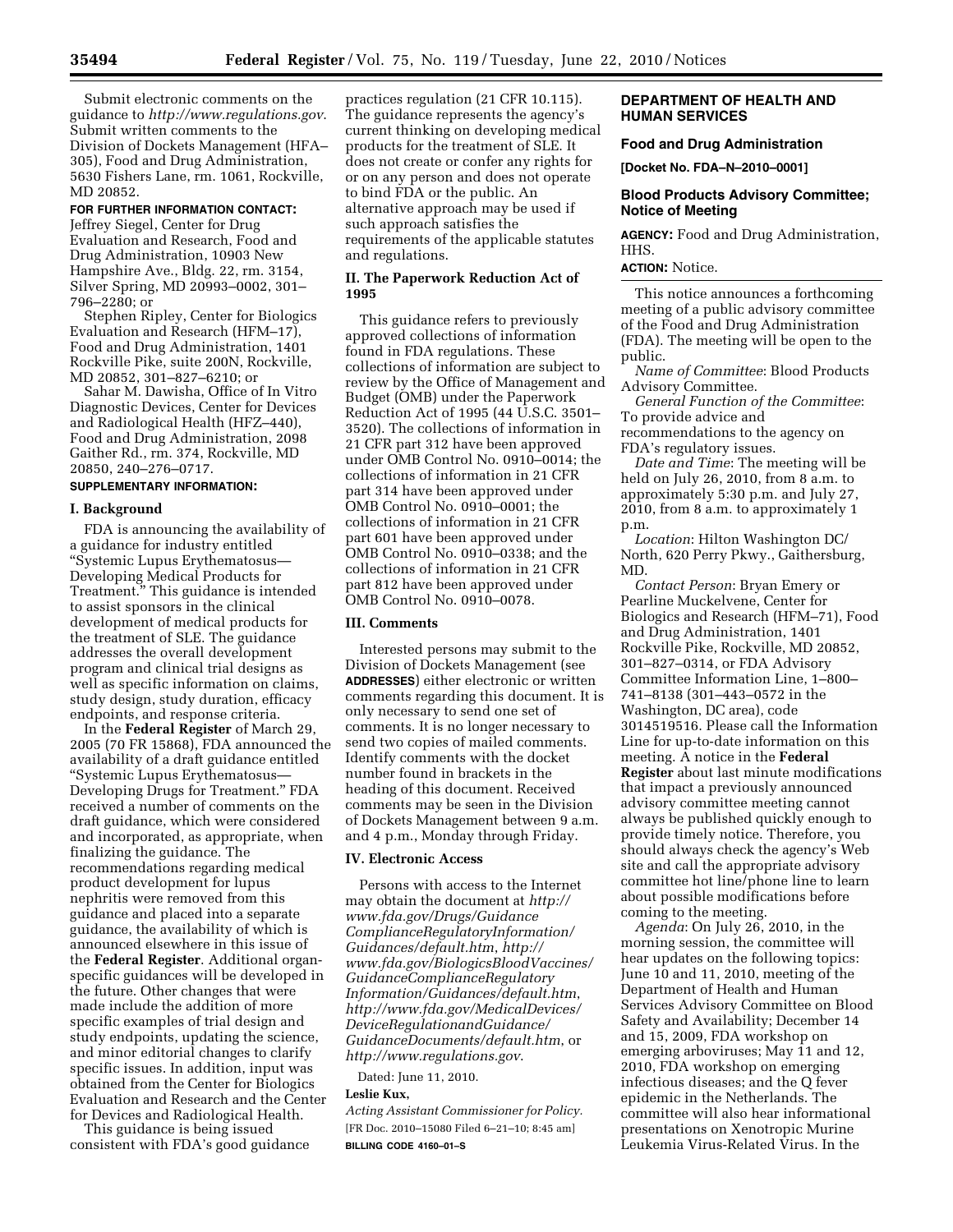Submit electronic comments on the guidance to *http://www.regulations.gov*. Submit written comments to the Division of Dockets Management (HFA–305), Food and Drug Administration, 5630 Fishers Lane, rm. 1061, Rockville, MD 20852.

**FOR FURTHER INFORMATION CONTACT:**

Jeffrey Siegel, Center for Drug Evaluation and Research, Food and Drug Administration, 10903 New Hampshire Ave., Bldg. 22, rm. 3154, Silver Spring, MD 20993–0002, 301–796–2280; or

Stephen Ripley, Center for Biologics Evaluation and Research (HFM–17), Food and Drug Administration, 1401 Rockville Pike, suite 200N, Rockville, MD 20852, 301–827–6210; or

Sahar M. Dawisha, Office of In Vitro Diagnostic Devices, Center for Devices and Radiological Health (HFZ–440), Food and Drug Administration, 2098 Gaither Rd., rm. 374, Rockville, MD 20850, 240–276–0717.

**SUPPLEMENTARY INFORMATION:**

## I. Background

FDA is announcing the availability of a guidance for industry entitled "Systemic Lupus Erythematosus—Developing Medical Products for Treatment." This guidance is intended to assist sponsors in the clinical development of medical products for the treatment of SLE. The guidance addresses the overall development program and clinical trial designs as well as specific information on claims, study design, study duration, efficacy endpoints, and response criteria.

In the **Federal Register** of March 29, 2005 (70 FR 15868), FDA announced the availability of a draft guidance entitled "Systemic Lupus Erythematosus—Developing Drugs for Treatment." FDA received a number of comments on the draft guidance, which were considered and incorporated, as appropriate, when finalizing the guidance. The recommendations regarding medical product development for lupus nephritis were removed from this guidance and placed into a separate guidance, the availability of which is announced elsewhere in this issue of the **Federal Register**. Additional organ-specific guidances will be developed in the future. Other changes that were made include the addition of more specific examples of trial design and study endpoints, updating the science, and minor editorial changes to clarify specific issues. In addition, input was obtained from the Center for Biologics Evaluation and Research and the Center for Devices and Radiological Health.

This guidance is being issued consistent with FDA's good guidance practices regulation (21 CFR 10.115). The guidance represents the agency's current thinking on developing medical products for the treatment of SLE. It does not create or confer any rights for or on any person and does not operate to bind FDA or the public. An alternative approach may be used if such approach satisfies the requirements of the applicable statutes and regulations.

## II. The Paperwork Reduction Act of 1995

This guidance refers to previously approved collections of information found in FDA regulations. These collections of information are subject to review by the Office of Management and Budget (OMB) under the Paperwork Reduction Act of 1995 (44 U.S.C. 3501–3520). The collections of information in 21 CFR part 312 have been approved under OMB Control No. 0910–0014; the collections of information in 21 CFR part 314 have been approved under OMB Control No. 0910–0001; the collections of information in 21 CFR part 601 have been approved under OMB Control No. 0910–0338; and the collections of information in 21 CFR part 812 have been approved under OMB Control No. 0910–0078.

## III. Comments

Interested persons may submit to the Division of Dockets Management (see **ADDRESSES**) either electronic or written comments regarding this document. It is only necessary to send one set of comments. It is no longer necessary to send two copies of mailed comments. Identify comments with the docket number found in brackets in the heading of this document. Received comments may be seen in the Division of Dockets Management between 9 a.m. and 4 p.m., Monday through Friday.

## IV. Electronic Access

Persons with access to the Internet may obtain the document at *http://www.fda.gov/Drugs/GuidanceComplianceRegulatoryInformation/Guidances/default.htm*, *http://www.fda.gov/BiologicsBloodVaccines/GuidanceComplianceRegulatoryInformation/Guidances/default.htm*, *http://www.fda.gov/MedicalDevices/DeviceRegulationandGuidance/GuidanceDocuments/default.htm*, or *http://www.regulations.gov*.

Dated: June 11, 2010.

**Leslie Kux,**

*Acting Assistant Commissioner for Policy.*

[FR Doc. 2010–15080 Filed 6–21–10; 8:45 am]

**BILLING CODE 4160–01–S**

# DEPARTMENT OF HEALTH AND HUMAN SERVICES

## Food and Drug Administration

**[Docket No. FDA–N–2010–0001]**

## Blood Products Advisory Committee; Notice of Meeting

**AGENCY:** Food and Drug Administration, HHS.

**ACTION:** Notice.

This notice announces a forthcoming meeting of a public advisory committee of the Food and Drug Administration (FDA). The meeting will be open to the public.

*Name of Committee*: Blood Products Advisory Committee.

*General Function of the Committee*: To provide advice and recommendations to the agency on FDA's regulatory issues.

*Date and Time*: The meeting will be held on July 26, 2010, from 8 a.m. to approximately 5:30 p.m. and July 27, 2010, from 8 a.m. to approximately 1 p.m.

*Location*: Hilton Washington DC/North, 620 Perry Pkwy., Gaithersburg, MD.

*Contact Person*: Bryan Emery or Pearline Muckelvene, Center for Biologics and Research (HFM–71), Food and Drug Administration, 1401 Rockville Pike, Rockville, MD 20852, 301–827–0314, or FDA Advisory Committee Information Line, 1–800–741–8138 (301–443–0572 in the Washington, DC area), code 3014519516. Please call the Information Line for up-to-date information on this meeting. A notice in the **Federal Register** about last minute modifications that impact a previously announced advisory committee meeting cannot always be published quickly enough to provide timely notice. Therefore, you should always check the agency's Web site and call the appropriate advisory committee hot line/phone line to learn about possible modifications before coming to the meeting.

*Agenda*: On July 26, 2010, in the morning session, the committee will hear updates on the following topics: June 10 and 11, 2010, meeting of the Department of Health and Human Services Advisory Committee on Blood Safety and Availability; December 14 and 15, 2009, FDA workshop on emerging arboviruses; May 11 and 12, 2010, FDA workshop on emerging infectious diseases; and the Q fever epidemic in the Netherlands. The committee will also hear informational presentations on Xenotropic Murine Leukemia Virus-Related Virus. In the